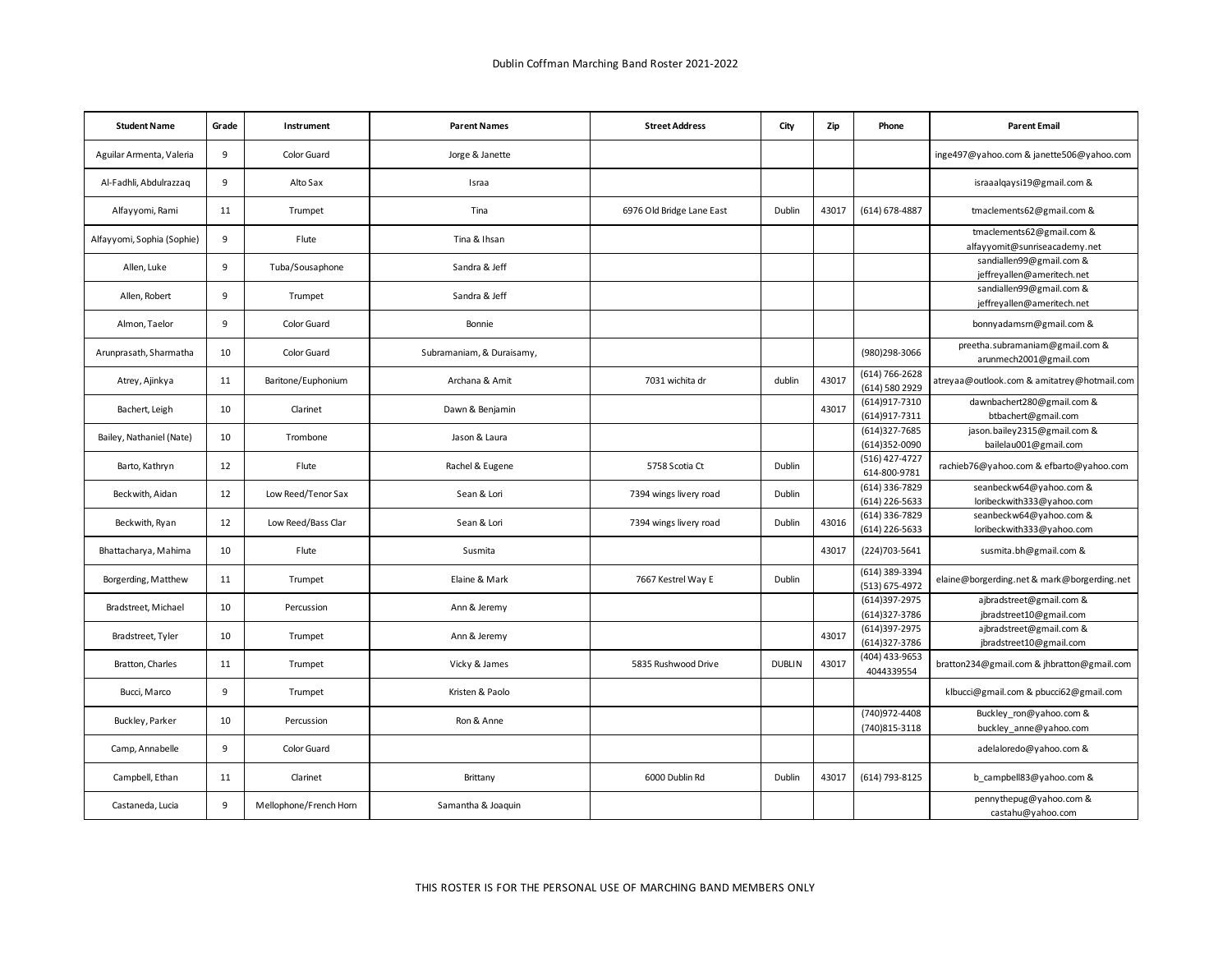# Dublin Coffman Marching Band Roster 2021-2022

| Student Name | Grade | Instrument | Parent Names | Street Address | City | Zip | Phone | Parent Email |
|---|---|---|---|---|---|---|---|---|
| Aguilar Armenta, Valeria | 9 | Color Guard | Jorge & Janette | | | | | inge497@yahoo.com & janette506@yahoo.com |
| Al-Fadhli, Abdulrazzaq | 9 | Alto Sax | Israa | | | | | israaalqaysi19@gmail.com & |
| Alfayyomi, Rami | 11 | Trumpet | Tina | 6976 Old Bridge Lane East | Dublin | 43017 | (614) 678-4887 | tmaclements62@gmail.com & |
| Alfayyomi, Sophia (Sophie) | 9 | Flute | Tina & Ihsan | | | | | tmaclements62@gmail.com & alfayyomit@sunriseacademy.net |
| Allen, Luke | 9 | Tuba/Sousaphone | Sandra & Jeff | | | | | sandiallen99@gmail.com & jeffreyallen@ameritech.net |
| Allen, Robert | 9 | Trumpet | Sandra & Jeff | | | | | sandiallen99@gmail.com & jeffreyallen@ameritech.net |
| Almon, Taelor | 9 | Color Guard | Bonnie | | | | | bonnyadamsm@gmail.com & |
| Arunprasath, Sharmatha | 10 | Color Guard | Subramaniam, & Duraisamy, | | | | (980)298-3066 | preetha.subramaniam@gmail.com & arunmech2001@gmail.com |
| Atrey, Ajinkya | 11 | Baritone/Euphonium | Archana & Amit | 7031 wichita dr | dublin | 43017 | (614) 766-2628 (614) 580 2929 | atreyaa@outlook.com & amitatrey@hotmail.com |
| Bachert, Leigh | 10 | Clarinet | Dawn & Benjamin | | | 43017 | (614)917-7310 (614)917-7311 | dawnbachert280@gmail.com & btbachert@gmail.com |
| Bailey, Nathaniel (Nate) | 10 | Trombone | Jason & Laura | | | | (614)327-7685 (614)352-0090 | jason.bailey2315@gmail.com & bailelau001@gmail.com |
| Barto, Kathryn | 12 | Flute | Rachel & Eugene | 5758 Scotia Ct | Dublin | | (516) 427-4727 614-800-9781 | rachieb76@yahoo.com & efbarto@yahoo.com |
| Beckwith, Aidan | 12 | Low Reed/Tenor Sax | Sean & Lori | 7394 wings livery road | Dublin | | (614) 336-7829 (614) 226-5633 | seanbeckw64@yahoo.com & loribeckwith333@yahoo.com |
| Beckwith, Ryan | 12 | Low Reed/Bass Clar | Sean & Lori | 7394 wings livery road | Dublin | 43016 | (614) 336-7829 (614) 226-5633 | seanbeckw64@yahoo.com & loribeckwith333@yahoo.com |
| Bhattacharya, Mahima | 10 | Flute | Susmita | | | 43017 | (224)703-5641 | susmita.bh@gmail.com & |
| Borgerding, Matthew | 11 | Trumpet | Elaine & Mark | 7667 Kestrel Way E | Dublin | | (614) 389-3394 (513) 675-4972 | elaine@borgerding.net & mark@borgerding.net |
| Bradstreet, Michael | 10 | Percussion | Ann & Jeremy | | | | (614)397-2975 (614)327-3786 | ajbradstreet@gmail.com & jbradstreet10@gmail.com |
| Bradstreet, Tyler | 10 | Trumpet | Ann & Jeremy | | | 43017 | (614)397-2975 (614)327-3786 | ajbradstreet@gmail.com & jbradstreet10@gmail.com |
| Bratton, Charles | 11 | Trumpet | Vicky & James | 5835 Rushwood Drive | DUBLIN | 43017 | (404) 433-9653 4044339554 | bratton234@gmail.com & jhbratton@gmail.com |
| Bucci, Marco | 9 | Trumpet | Kristen & Paolo | | | | | klbucci@gmail.com & pbucci62@gmail.com |
| Buckley, Parker | 10 | Percussion | Ron & Anne | | | | (740)972-4408 (740)815-3118 | Buckley_ron@yahoo.com & buckley_anne@yahoo.com |
| Camp, Annabelle | 9 | Color Guard | | | | | | adelaloredo@yahoo.com & |
| Campbell, Ethan | 11 | Clarinet | Brittany | 6000 Dublin Rd | Dublin | 43017 | (614) 793-8125 | b_campbell83@yahoo.com & |
| Castaneda, Lucia | 9 | Mellophone/French Horn | Samantha & Joaquin | | | | | pennythepug@yahoo.com & castahu@yahoo.com |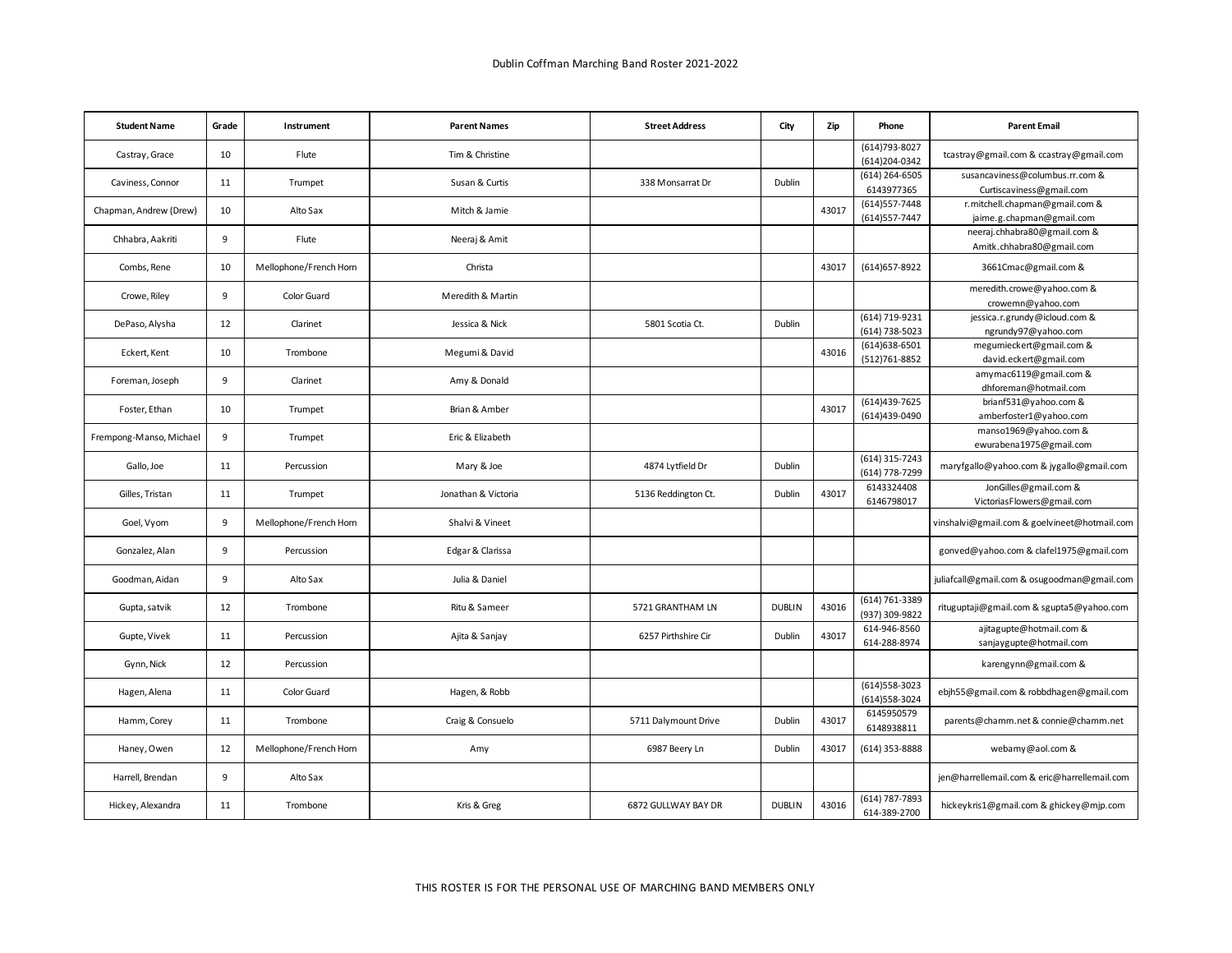Dublin Coffman Marching Band Roster 2021-2022

| Student Name | Grade | Instrument | Parent Names | Street Address | City | Zip | Phone | Parent Email |
|---|---|---|---|---|---|---|---|---|
| Castray, Grace | 10 | Flute | Tim & Christine | | | | (614)793-8027 (614)204-0342 | tcastray@gmail.com & ccastray@gmail.com |
| Caviness, Connor | 11 | Trumpet | Susan & Curtis | 338 Monsarrat Dr | Dublin | | (614) 264-6505 6143977365 | susancaviness@columbus.rr.com & Curtiscaviness@gmail.com |
| Chapman, Andrew (Drew) | 10 | Alto Sax | Mitch & Jamie | | | 43017 | (614)557-7448 (614)557-7447 | r.mitchell.chapman@gmail.com & jaime.g.chapman@gmail.com |
| Chhabra, Aakriti | 9 | Flute | Neeraj & Amit | | | | | neeraj.chhabra80@gmail.com & Amitk.chhabra80@gmail.com |
| Combs, Rene | 10 | Mellophone/French Horn | Christa | | | 43017 | (614)657-8922 | 3661Cmac@gmail.com & |
| Crowe, Riley | 9 | Color Guard | Meredith & Martin | | | | | meredith.crowe@yahoo.com & crowemn@yahoo.com |
| DePaso, Alysha | 12 | Clarinet | Jessica & Nick | 5801 Scotia Ct. | Dublin | | (614) 719-9231 (614) 738-5023 | jessica.r.grundy@icloud.com & ngrundy97@yahoo.com |
| Eckert, Kent | 10 | Trombone | Megumi & David | | | 43016 | (614)638-6501 (512)761-8852 | megumieckert@gmail.com & david.eckert@gmail.com |
| Foreman, Joseph | 9 | Clarinet | Amy & Donald | | | | | amymac6119@gmail.com & dhforeman@hotmail.com |
| Foster, Ethan | 10 | Trumpet | Brian & Amber | | | 43017 | (614)439-7625 (614)439-0490 | brianf531@yahoo.com & amberfoster1@yahoo.com |
| Frempong-Manso, Michael | 9 | Trumpet | Eric & Elizabeth | | | | | manso1969@yahoo.com & ewurabena1975@gmail.com |
| Gallo, Joe | 11 | Percussion | Mary & Joe | 4874 Lytfield Dr | Dublin | | (614) 315-7243 (614) 778-7299 | maryfgallo@yahoo.com & jygallo@gmail.com |
| Gilles, Tristan | 11 | Trumpet | Jonathan & Victoria | 5136 Reddington Ct. | Dublin | 43017 | 6143324408 6146798017 | JonGilles@gmail.com & VictoriasFlowers@gmail.com |
| Goel, Vyom | 9 | Mellophone/French Horn | Shalvi & Vineet | | | | | vinshalvi@gmail.com & goelvineet@hotmail.com |
| Gonzalez, Alan | 9 | Percussion | Edgar & Clarissa | | | | | gonved@yahoo.com & clafel1975@gmail.com |
| Goodman, Aidan | 9 | Alto Sax | Julia & Daniel | | | | | juliafcall@gmail.com & osugoodman@gmail.com |
| Gupta, satvik | 12 | Trombone | Ritu & Sameer | 5721 GRANTHAM LN | DUBLIN | 43016 | (614) 761-3389 (937) 309-9822 | rituguptaji@gmail.com & sgupta5@yahoo.com |
| Gupte, Vivek | 11 | Percussion | Ajita & Sanjay | 6257 Pirthshire Cir | Dublin | 43017 | 614-946-8560 614-288-8974 | ajitagupte@hotmail.com & sanjaygupte@hotmail.com |
| Gynn, Nick | 12 | Percussion | | | | | | karengynn@gmail.com & |
| Hagen, Alena | 11 | Color Guard | Hagen, & Robb | | | | (614)558-3023 (614)558-3024 | ebjh55@gmail.com & robbdhagen@gmail.com |
| Hamm, Corey | 11 | Trombone | Craig & Consuelo | 5711 Dalymount Drive | Dublin | 43017 | 6145950579 6148938811 | parents@chamm.net & connie@chamm.net |
| Haney, Owen | 12 | Mellophone/French Horn | Amy | 6987 Beery Ln | Dublin | 43017 | (614) 353-8888 | webamy@aol.com & |
| Harrell, Brendan | 9 | Alto Sax | | | | | | jen@harrellemail.com & eric@harrellemail.com |
| Hickey, Alexandra | 11 | Trombone | Kris & Greg | 6872 GULLWAY BAY DR | DUBLIN | 43016 | (614) 787-7893 614-389-2700 | hickeykris1@gmail.com & ghickey@mjp.com |

THIS ROSTER IS FOR THE PERSONAL USE OF MARCHING BAND MEMBERS ONLY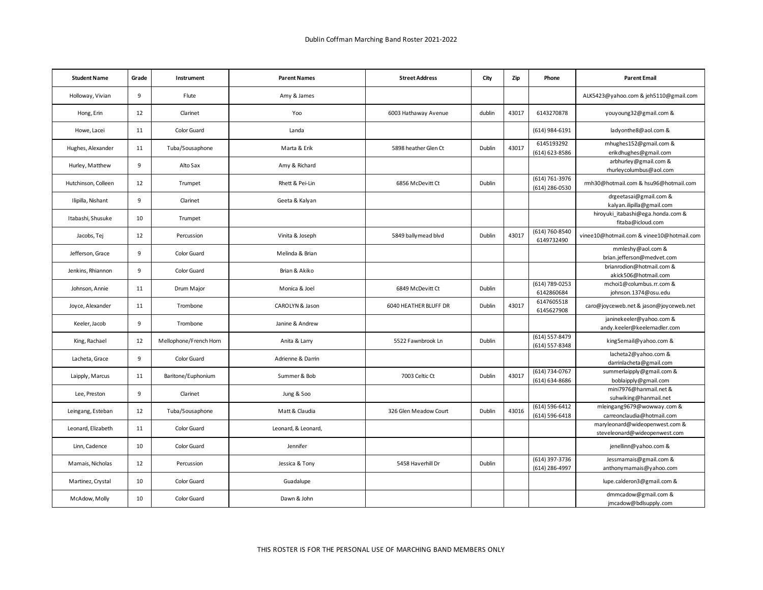# Dublin Coffman Marching Band Roster 2021-2022

| Student Name | Grade | Instrument | Parent Names | Street Address | City | Zip | Phone | Parent Email |
|---|---|---|---|---|---|---|---|---|
| Holloway, Vivian | 9 | Flute | Amy & James | | | | | ALK5423@yahoo.com & jeh5110@gmail.com |
| Hong, Erin | 12 | Clarinet | Yoo | 6003 Hathaway Avenue | dublin | 43017 | 6143270878 | youyoung32@gmail.com & |
| Howe, Lacei | 11 | Color Guard | Landa | | | | (614) 984-6191 | ladyonthe8@aol.com & |
| Hughes, Alexander | 11 | Tuba/Sousaphone | Marta & Erik | 5898 heather Glen Ct | Dublin | 43017 | 6145193292 (614) 623-8586 | mhughes152@gmail.com & erikdhughes@gmail.com |
| Hurley, Matthew | 9 | Alto Sax | Amy & Richard | | | | | arbhurley@gmail.com & rhurleycolumbus@aol.com |
| Hutchinson, Colleen | 12 | Trumpet | Rhett & Pei-Lin | 6856 McDevitt Ct | Dublin | | (614) 761-3976 (614) 286-0530 | rmh30@hotmail.com & hsu96@hotmail.com |
| Ilipilla, Nishant | 9 | Clarinet | Geeta & Kalyan | | | | | drgeetasai@gmail.com & kalyan.ilipilla@gmail.com |
| Itabashi, Shusuke | 10 | Trumpet | | | | | | hiroyuki_itabashi@ega.honda.com & fitaba@icloud.com |
| Jacobs, Tej | 12 | Percussion | Vinita & Joseph | 5849 ballymead blvd | Dublin | 43017 | (614) 760-8540 6149732490 | vinee10@hotmail.com & vinee10@hotmail.com |
| Jefferson, Grace | 9 | Color Guard | Melinda & Brian | | | | | mmleshy@aol.com & brian.jefferson@medvet.com |
| Jenkins, Rhiannon | 9 | Color Guard | Brian & Akiko | | | | | brianrodion@hotmail.com & akick506@hotmail.com |
| Johnson, Annie | 11 | Drum Major | Monica & Joel | 6849 McDevitt Ct | Dublin | | (614) 789-0253 6142860684 | mchoi1@columbus.rr.com & johnson.1374@osu.edu |
| Joyce, Alexander | 11 | Trombone | CAROLYN & Jason | 6040 HEATHER BLUFF DR | Dublin | 43017 | 6147605518 6145627908 | caro@joyceweb.net & jason@joyceweb.net |
| Keeler, Jacob | 9 | Trombone | Janine & Andrew | | | | | janinekeeler@yahoo.com & andy.keeler@keelernadler.com |
| King, Rachael | 12 | Mellophone/French Horn | Anita & Larry | 5522 Fawnbrook Ln | Dublin | | (614) 557-8479 (614) 557-8348 | king5email@yahoo.com & |
| Lacheta, Grace | 9 | Color Guard | Adrienne & Darrin | | | | | lacheta2@yahoo.com & darrinlacheta@gmail.com |
| Laipply, Marcus | 11 | Baritone/Euphonium | Summer & Bob | 7003 Celtic Ct | Dublin | 43017 | (614) 734-0767 (614) 634-8686 | summerlaipply@gmail.com & boblaipply@gmail.com |
| Lee, Preston | 9 | Clarinet | Jung & Soo | | | | | mini7976@hanmail.net & suhwiking@hanmail.net |
| Leingang, Esteban | 12 | Tuba/Sousaphone | Matt & Claudia | 326 Glen Meadow Court | Dublin | 43016 | (614) 596-6412 (614) 596-6418 | mleingang9679@wowway.com & carreonclaudia@hotmail.com |
| Leonard, Elizabeth | 11 | Color Guard | Leonard, & Leonard, | | | | | maryleonard@wideopenwest.com & steveleonard@wideopenwest.com |
| Linn, Cadence | 10 | Color Guard | Jennifer | | | | | jenellinn@yahoo.com & |
| Mamais, Nicholas | 12 | Percussion | Jessica & Tony | 5458 Haverhill Dr | Dublin | | (614) 397-3736 (614) 286-4997 | Jessmamais@gmail.com & anthonymamais@yahoo.com |
| Martinez, Crystal | 10 | Color Guard | Guadalupe | | | | | lupe.calderon3@gmail.com & |
| McAdow, Molly | 10 | Color Guard | Dawn & John | | | | | dmmcadow@gmail.com & jmcadow@bdlsupply.com |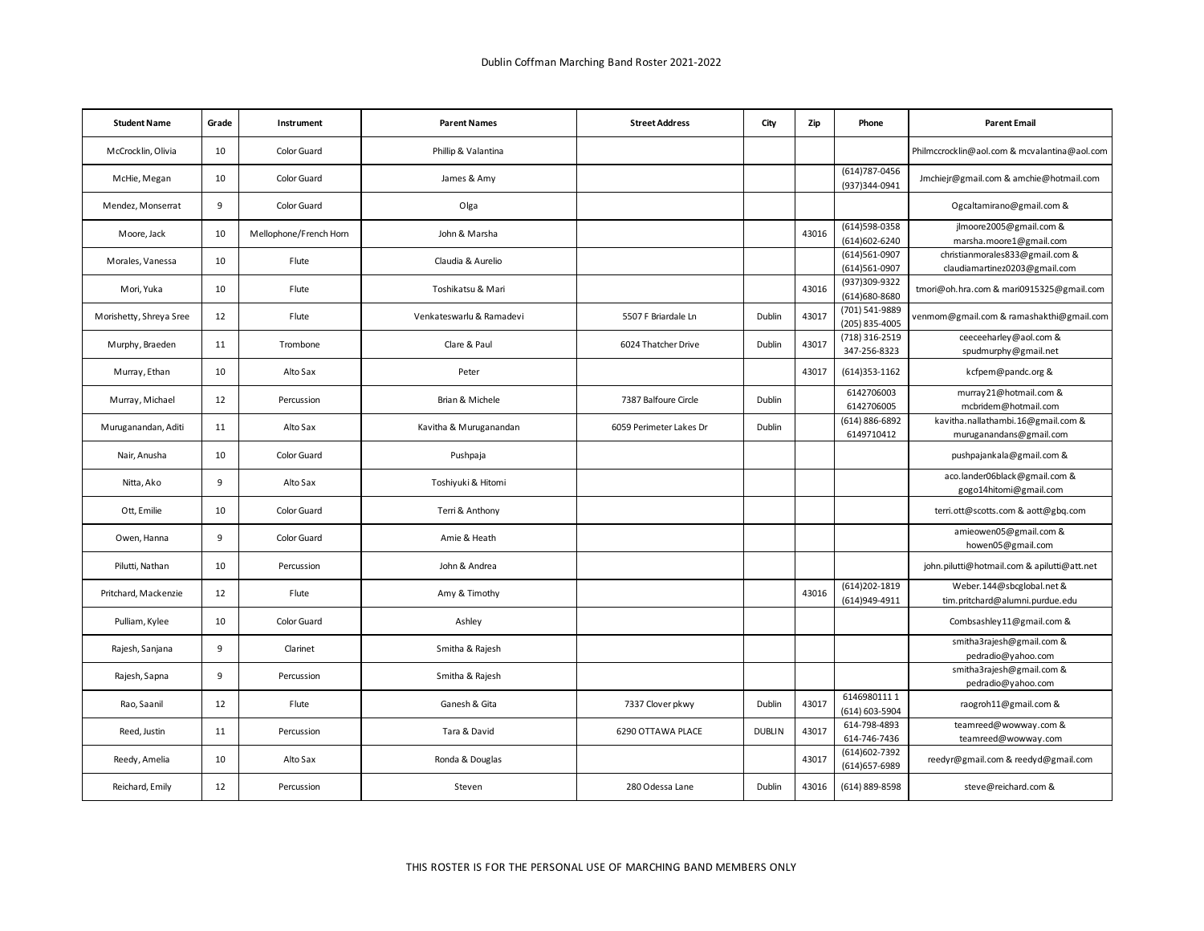Dublin Coffman Marching Band Roster 2021-2022

| Student Name | Grade | Instrument | Parent Names | Street Address | City | Zip | Phone | Parent Email |
|---|---|---|---|---|---|---|---|---|
| McCrocklin, Olivia | 10 | Color Guard | Phillip & Valantina | | | | | Philmccrocklin@aol.com & mcvalantina@aol.com |
| McHie, Megan | 10 | Color Guard | James & Amy | | | | (614)787-0456 (937)344-0941 | Jmchiejr@gmail.com & amchie@hotmail.com |
| Mendez, Monserrat | 9 | Color Guard | Olga | | | | | Ogcaltamirano@gmail.com & |
| Moore, Jack | 10 | Mellophone/French Horn | John & Marsha | | | 43016 | (614)598-0358 (614)602-6240 | jlmoore2005@gmail.com & marsha.moore1@gmail.com |
| Morales, Vanessa | 10 | Flute | Claudia & Aurelio | | | | (614)561-0907 (614)561-0907 | christianmorales833@gmail.com & claudiamartinez0203@gmail.com |
| Mori, Yuka | 10 | Flute | Toshikatsu & Mari | | | 43016 | (937)309-9322 (614)680-8680 | tmori@oh.hra.com & mari0915325@gmail.com |
| Morishetty, Shreya Sree | 12 | Flute | Venkateswarlu & Ramadevi | 5507 F Briardale Ln | Dublin | 43017 | (701) 541-9889 (205) 835-4005 | venmom@gmail.com & ramashakthi@gmail.com |
| Murphy, Braeden | 11 | Trombone | Clare & Paul | 6024 Thatcher Drive | Dublin | 43017 | (718) 316-2519 347-256-8323 | ceeceeharley@aol.com & spudmurphy@gmail.net |
| Murray, Ethan | 10 | Alto Sax | Peter | | | 43017 | (614)353-1162 | kcfpem@pandc.org & |
| Murray, Michael | 12 | Percussion | Brian & Michele | 7387 Balfoure Circle | Dublin | | 6142706003 6142706005 | murray21@hotmail.com & mcbridem@hotmail.com |
| Muruganandan, Aditi | 11 | Alto Sax | Kavitha & Muruganandan | 6059 Perimeter Lakes Dr | Dublin | | (614) 886-6892 6149710412 | kavitha.nallathambi.16@gmail.com & muruganandans@gmail.com |
| Nair, Anusha | 10 | Color Guard | Pushpaja | | | | | pushpajankala@gmail.com & |
| Nitta, Ako | 9 | Alto Sax | Toshiyuki & Hitomi | | | | | aco.lander06black@gmail.com & gogo14hitomi@gmail.com |
| Ott, Emilie | 10 | Color Guard | Terri & Anthony | | | | | terri.ott@scotts.com & aott@gbq.com |
| Owen, Hanna | 9 | Color Guard | Amie & Heath | | | | | amieowen05@gmail.com & howen05@gmail.com |
| Pilutti, Nathan | 10 | Percussion | John & Andrea | | | | | john.pilutti@hotmail.com & apilutti@att.net |
| Pritchard, Mackenzie | 12 | Flute | Amy & Timothy | | | 43016 | (614)202-1819 (614)949-4911 | Weber.144@sbcglobal.net & tim.pritchard@alumni.purdue.edu |
| Pulliam, Kylee | 10 | Color Guard | Ashley | | | | | Combsashley11@gmail.com & |
| Rajesh, Sanjana | 9 | Clarinet | Smitha & Rajesh | | | | | smitha3rajesh@gmail.com & pedradio@yahoo.com |
| Rajesh, Sapna | 9 | Percussion | Smitha & Rajesh | | | | | smitha3rajesh@gmail.com & pedradio@yahoo.com |
| Rao, Saanil | 12 | Flute | Ganesh & Gita | 7337 Clover pkwy | Dublin | 43017 | 6146980111 1 (614) 603-5904 | raogroh11@gmail.com & |
| Reed, Justin | 11 | Percussion | Tara & David | 6290 OTTAWA PLACE | DUBLIN | 43017 | 614-798-4893 614-746-7436 | teamreed@wowway.com & teamreed@wowway.com |
| Reedy, Amelia | 10 | Alto Sax | Ronda & Douglas | | | 43017 | (614)602-7392 (614)657-6989 | reedyr@gmail.com & reedyd@gmail.com |
| Reichard, Emily | 12 | Percussion | Steven | 280 Odessa Lane | Dublin | 43016 | (614) 889-8598 | steve@reichard.com & |

THIS ROSTER IS FOR THE PERSONAL USE OF MARCHING BAND MEMBERS ONLY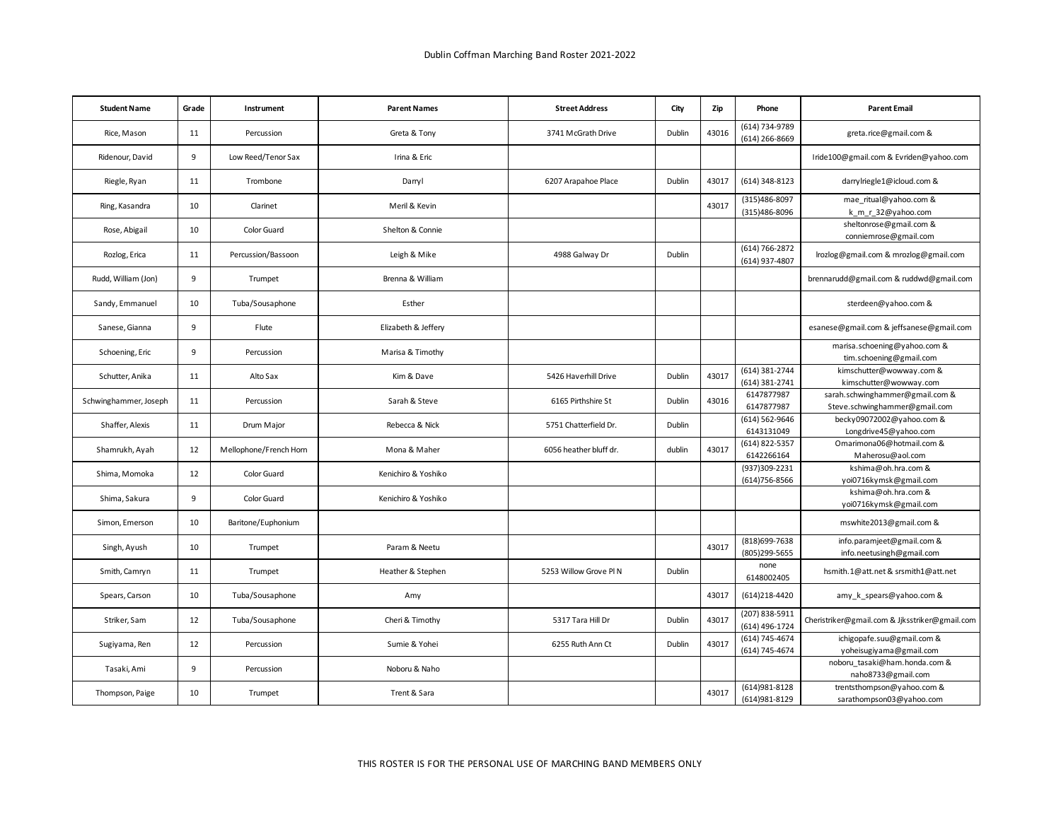| Student Name | Grade | Instrument | Parent Names | Street Address | City | Zip | Phone | Parent Email |
|---|---|---|---|---|---|---|---|---|
| Rice, Mason | 11 | Percussion | Greta & Tony | 3741 McGrath Drive | Dublin | 43016 | (614) 734-9789<br>(614) 266-8669 | greta.rice@gmail.com & |
| Ridenour, David | 9 | Low Reed/Tenor Sax | Irina & Eric | | | | | Iride100@gmail.com & Evriden@yahoo.com |
| Riegle, Ryan | 11 | Trombone | Darryl | 6207 Arapahoe Place | Dublin | 43017 | (614) 348-8123 | darrylriegle1@icloud.com & |
| Ring, Kasandra | 10 | Clarinet | Meril & Kevin | | | 43017 | (315)486-8097<br>(315)486-8096 | mae_ritual@yahoo.com &<br>k_m_r_32@yahoo.com |
| Rose, Abigail | 10 | Color Guard | Shelton & Connie | | | | | sheltonrose@gmail.com &<br>conniemrose@gmail.com |
| Rozlog, Erica | 11 | Percussion/Bassoon | Leigh & Mike | 4988 Galway Dr | Dublin | | (614) 766-2872<br>(614) 937-4807 | lrozlog@gmail.com & mrozlog@gmail.com |
| Rudd, William (Jon) | 9 | Trumpet | Brenna & William | | | | | brennarudd@gmail.com & ruddwd@gmail.com |
| Sandy, Emmanuel | 10 | Tuba/Sousaphone | Esther | | | | | sterdeen@yahoo.com & |
| Sanese, Gianna | 9 | Flute | Elizabeth & Jeffery | | | | | esanese@gmail.com & jeffsanese@gmail.com |
| Schoening, Eric | 9 | Percussion | Marisa & Timothy | | | | | marisa.schoening@yahoo.com &<br>tim.schoening@gmail.com |
| Schutter, Anika | 11 | Alto Sax | Kim & Dave | 5426 Haverhill Drive | Dublin | 43017 | (614) 381-2744<br>(614) 381-2741 | kimschutter@wowway.com &<br>kimschutter@wowway.com |
| Schwinghammer, Joseph | 11 | Percussion | Sarah & Steve | 6165 Pirthshire St | Dublin | 43016 | 6147877987<br>6147877987 | sarah.schwinghammer@gmail.com &<br>Steve.schwinghammer@gmail.com |
| Shaffer, Alexis | 11 | Drum Major | Rebecca & Nick | 5751 Chatterfield Dr. | Dublin | | (614) 562-9646<br>6143131049 | becky09072002@yahoo.com &<br>Longdrive45@yahoo.com |
| Shamrukh, Ayah | 12 | Mellophone/French Horn | Mona & Maher | 6056 heather bluff dr. | dublin | 43017 | (614) 822-5357<br>6142266164 | Omarimona06@hotmail.com &<br>Maherosu@aol.com |
| Shima, Momoka | 12 | Color Guard | Kenichiro & Yoshiko | | | | (937)309-2231<br>(614)756-8566 | kshima@oh.hra.com &<br>yoi0716kymsk@gmail.com |
| Shima, Sakura | 9 | Color Guard | Kenichiro & Yoshiko | | | | | kshima@oh.hra.com &<br>yoi0716kymsk@gmail.com |
| Simon, Emerson | 10 | Baritone/Euphonium | | | | | | mswhite2013@gmail.com & |
| Singh, Ayush | 10 | Trumpet | Param & Neetu | | | 43017 | (818)699-7638<br>(805)299-5655 | info.paramjeet@gmail.com &<br>info.neetusingh@gmail.com |
| Smith, Camryn | 11 | Trumpet | Heather & Stephen | 5253 Willow Grove Pl N | Dublin | | none<br>6148002405 | hsmith.1@att.net & srsmith1@att.net |
| Spears, Carson | 10 | Tuba/Sousaphone | Amy | | | 43017 | (614)218-4420 | amy_k_spears@yahoo.com & |
| Striker, Sam | 12 | Tuba/Sousaphone | Cheri & Timothy | 5317 Tara Hill Dr | Dublin | 43017 | (207) 838-5911<br>(614) 496-1724 | Cheristriker@gmail.com & Jjksstriker@gmail.com |
| Sugiyama, Ren | 12 | Percussion | Sumie & Yohei | 6255 Ruth Ann Ct | Dublin | 43017 | (614) 745-4674<br>(614) 745-4674 | ichigopafe.suu@gmail.com &<br>yoheisugiyama@gmail.com |
| Tasaki, Ami | 9 | Percussion | Noboru & Naho | | | | | noboru_tasaki@ham.honda.com &<br>naho8733@gmail.com |
| Thompson, Paige | 10 | Trumpet | Trent & Sara | | | 43017 | (614)981-8128<br>(614)981-8129 | trentsthompson@yahoo.com &<br>sarathompson03@yahoo.com |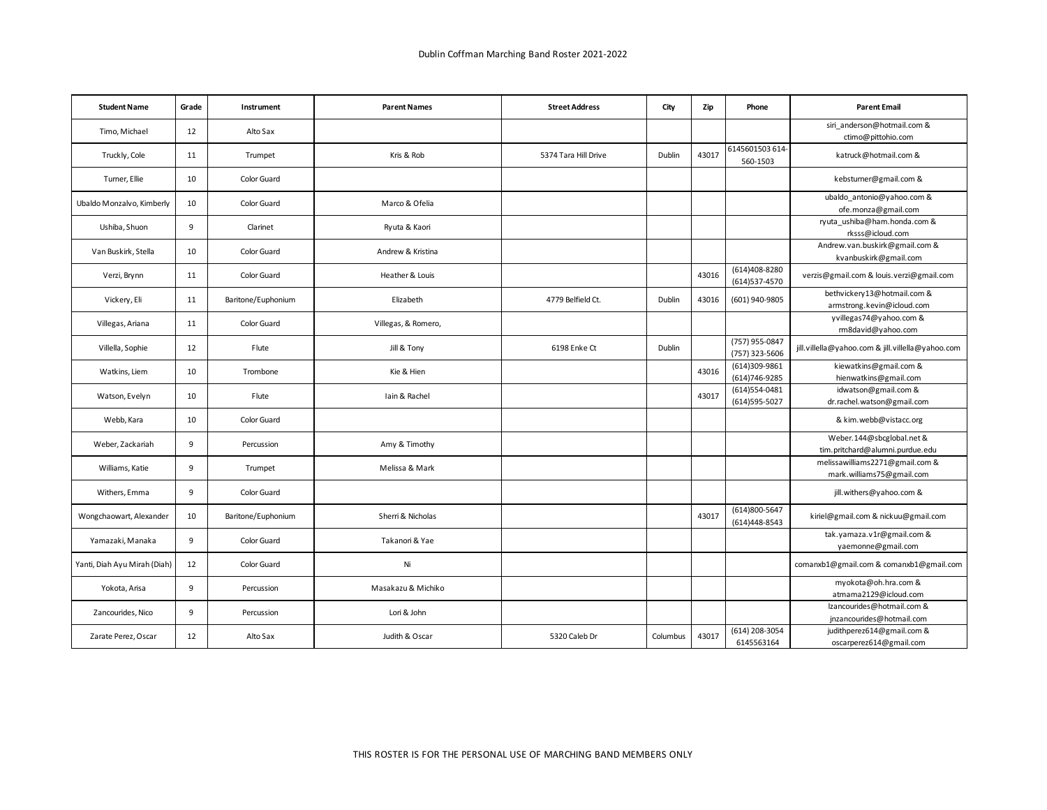Dublin Coffman Marching Band Roster 2021-2022

| Student Name | Grade | Instrument | Parent Names | Street Address | City | Zip | Phone | Parent Email |
|---|---|---|---|---|---|---|---|---|
| Timo, Michael | 12 | Alto Sax | | | | | | siri_anderson@hotmail.com & ctimo@pittohio.com |
| Truckly, Cole | 11 | Trumpet | Kris & Rob | 5374 Tara Hill Drive | Dublin | 43017 | 6145601503 614-560-1503 | katruck@hotmail.com & |
| Turner, Ellie | 10 | Color Guard | | | | | | kebsturner@gmail.com & |
| Ubaldo Monzalvo, Kimberly | 10 | Color Guard | Marco & Ofelia | | | | | ubaldo_antonio@yahoo.com & ofe.monza@gmail.com |
| Ushiba, Shuon | 9 | Clarinet | Ryuta & Kaori | | | | | ryuta_ushiba@ham.honda.com & rksss@icloud.com |
| Van Buskirk, Stella | 10 | Color Guard | Andrew & Kristina | | | | | Andrew.van.buskirk@gmail.com & kvanbuskirk@gmail.com |
| Verzi, Brynn | 11 | Color Guard | Heather & Louis | | | 43016 | (614)408-8280 (614)537-4570 | verzis@gmail.com & louis.verzi@gmail.com |
| Vickery, Eli | 11 | Baritone/Euphonium | Elizabeth | 4779 Belfield Ct. | Dublin | 43016 | (601) 940-9805 | bethvickery13@hotmail.com & armstrong.kevin@icloud.com |
| Villegas, Ariana | 11 | Color Guard | Villegas, & Romero, | | | | | yvillegas74@yahoo.com & rm8david@yahoo.com |
| Villella, Sophie | 12 | Flute | Jill & Tony | 6198 Enke Ct | Dublin | | (757) 955-0847 (757) 323-5606 | jill.villella@yahoo.com & jill.villella@yahoo.com |
| Watkins, Liem | 10 | Trombone | Kie & Hien | | | 43016 | (614)309-9861 (614)746-9285 | kiewatkins@gmail.com & hienwatkins@gmail.com |
| Watson, Evelyn | 10 | Flute | Iain & Rachel | | | 43017 | (614)554-0481 (614)595-5027 | idwatson@gmail.com & dr.rachel.watson@gmail.com |
| Webb, Kara | 10 | Color Guard | | | | | | & kim.webb@vistacc.org |
| Weber, Zackariah | 9 | Percussion | Amy & Timothy | | | | | Weber.144@sbcglobal.net & tim.pritchard@alumni.purdue.edu |
| Williams, Katie | 9 | Trumpet | Melissa & Mark | | | | | melissawilliams2271@gmail.com & mark.williams75@gmail.com |
| Withers, Emma | 9 | Color Guard | | | | | | jill.withers@yahoo.com & |
| Wongchaowart, Alexander | 10 | Baritone/Euphonium | Sherri & Nicholas | | | 43017 | (614)800-5647 (614)448-8543 | kiriel@gmail.com & nickuu@gmail.com |
| Yamazaki, Manaka | 9 | Color Guard | Takanori & Yae | | | | | tak.yamaza.v1r@gmail.com & yaemonne@gmail.com |
| Yanti, Diah Ayu Mirah (Diah) | 12 | Color Guard | Ni | | | | | comanxb1@gmail.com & comanxb1@gmail.com |
| Yokota, Arisa | 9 | Percussion | Masakazu & Michiko | | | | | myokota@oh.hra.com & atmama2129@icloud.com |
| Zancourides, Nico | 9 | Percussion | Lori & John | | | | | lzancourides@hotmail.com & jnzancourides@hotmail.com |
| Zarate Perez, Oscar | 12 | Alto Sax | Judith & Oscar | 5320 Caleb Dr | Columbus | 43017 | (614) 208-3054 6145563164 | judithperez614@gmail.com & oscarperez614@gmail.com |

THIS ROSTER IS FOR THE PERSONAL USE OF MARCHING BAND MEMBERS ONLY